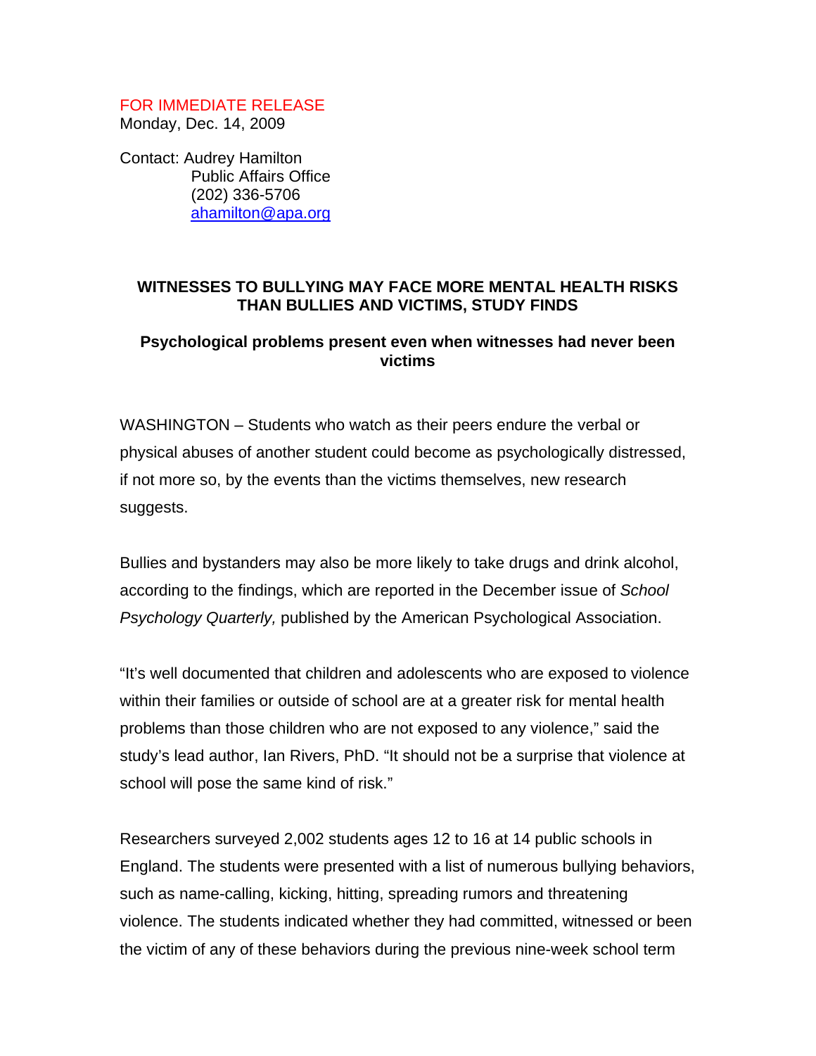FOR IMMEDIATE RELEASE
Monday, Dec. 14, 2009

Contact: Audrey Hamilton
Public Affairs Office
(202) 336-5706
ahamilton@apa.org

## WITNESSES TO BULLYING MAY FACE MORE MENTAL HEALTH RISKS THAN BULLIES AND VICTIMS, STUDY FINDS

### Psychological problems present even when witnesses had never been victims

WASHINGTON – Students who watch as their peers endure the verbal or physical abuses of another student could become as psychologically distressed, if not more so, by the events than the victims themselves, new research suggests.

Bullies and bystanders may also be more likely to take drugs and drink alcohol, according to the findings, which are reported in the December issue of *School Psychology Quarterly,* published by the American Psychological Association.

“It’s well documented that children and adolescents who are exposed to violence within their families or outside of school are at a greater risk for mental health problems than those children who are not exposed to any violence,” said the study’s lead author, Ian Rivers, PhD. “It should not be a surprise that violence at school will pose the same kind of risk.”

Researchers surveyed 2,002 students ages 12 to 16 at 14 public schools in England. The students were presented with a list of numerous bullying behaviors, such as name-calling, kicking, hitting, spreading rumors and threatening violence. The students indicated whether they had committed, witnessed or been the victim of any of these behaviors during the previous nine-week school term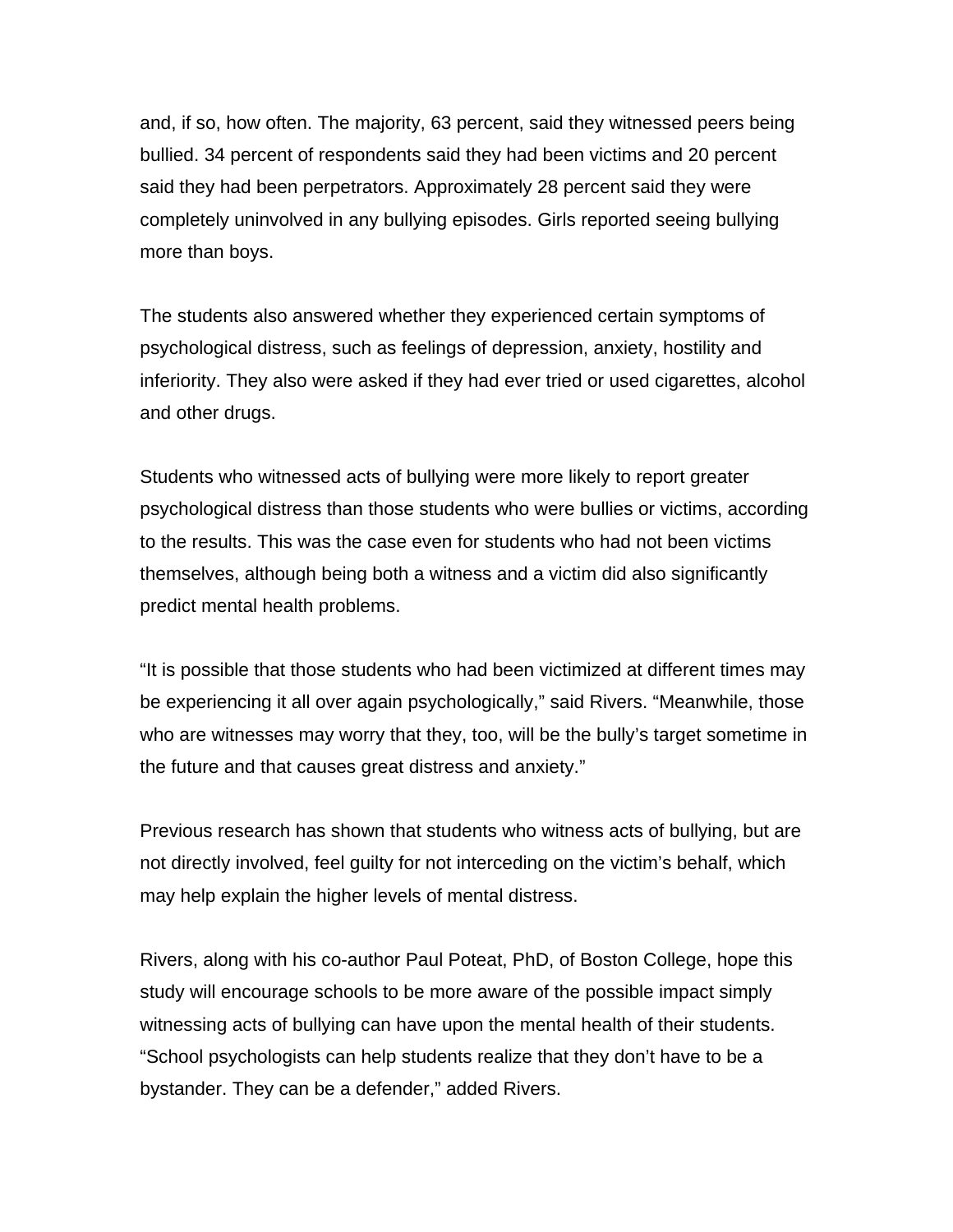and, if so, how often. The majority, 63 percent, said they witnessed peers being bullied. 34 percent of respondents said they had been victims and 20 percent said they had been perpetrators. Approximately 28 percent said they were completely uninvolved in any bullying episodes. Girls reported seeing bullying more than boys.

The students also answered whether they experienced certain symptoms of psychological distress, such as feelings of depression, anxiety, hostility and inferiority. They also were asked if they had ever tried or used cigarettes, alcohol and other drugs.

Students who witnessed acts of bullying were more likely to report greater psychological distress than those students who were bullies or victims, according to the results. This was the case even for students who had not been victims themselves, although being both a witness and a victim did also significantly predict mental health problems.

"It is possible that those students who had been victimized at different times may be experiencing it all over again psychologically," said Rivers. "Meanwhile, those who are witnesses may worry that they, too, will be the bully's target sometime in the future and that causes great distress and anxiety."

Previous research has shown that students who witness acts of bullying, but are not directly involved, feel guilty for not interceding on the victim's behalf, which may help explain the higher levels of mental distress.

Rivers, along with his co-author Paul Poteat, PhD, of Boston College, hope this study will encourage schools to be more aware of the possible impact simply witnessing acts of bullying can have upon the mental health of their students. "School psychologists can help students realize that they don't have to be a bystander. They can be a defender," added Rivers.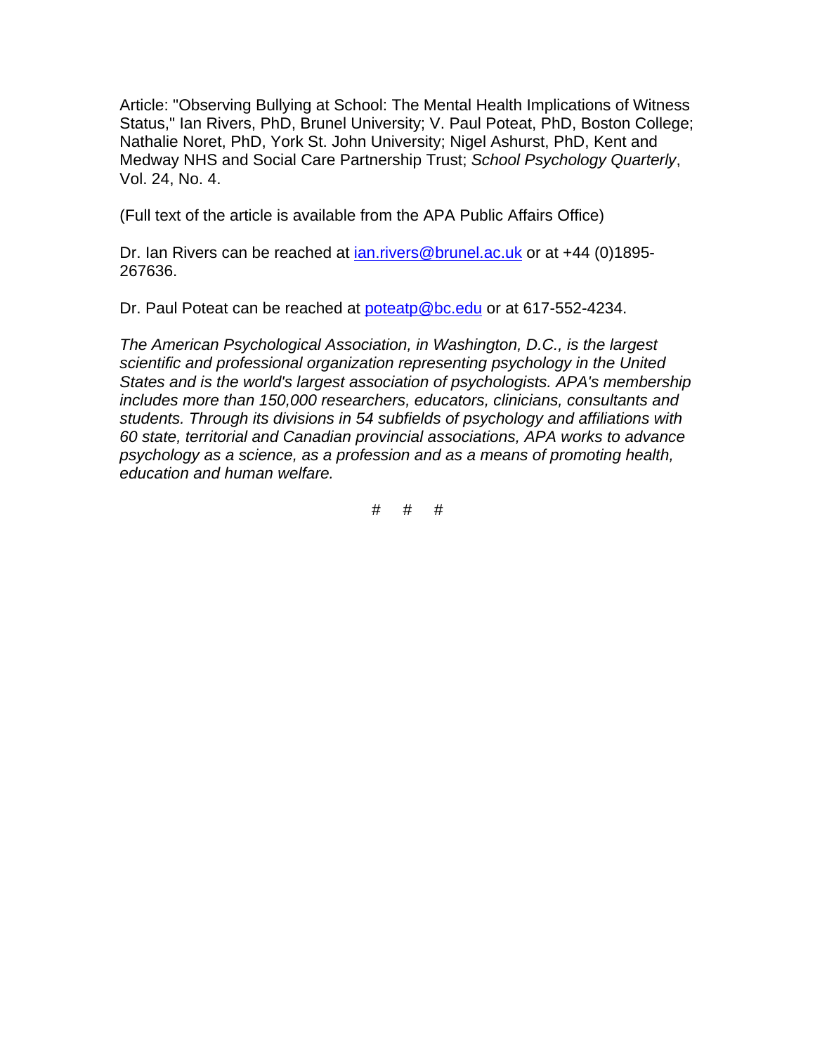Article: "Observing Bullying at School: The Mental Health Implications of Witness Status," Ian Rivers, PhD, Brunel University; V. Paul Poteat, PhD, Boston College; Nathalie Noret, PhD, York St. John University; Nigel Ashurst, PhD, Kent and Medway NHS and Social Care Partnership Trust; *School Psychology Quarterly*, Vol. 24, No. 4.

(Full text of the article is available from the APA Public Affairs Office)

Dr. Ian Rivers can be reached at ian.rivers@brunel.ac.uk or at +44 (0)1895-267636.

Dr. Paul Poteat can be reached at poteatp@bc.edu or at 617-552-4234.

*The American Psychological Association, in Washington, D.C., is the largest scientific and professional organization representing psychology in the United States and is the world's largest association of psychologists. APA's membership includes more than 150,000 researchers, educators, clinicians, consultants and students. Through its divisions in 54 subfields of psychology and affiliations with 60 state, territorial and Canadian provincial associations, APA works to advance psychology as a science, as a profession and as a means of promoting health, education and human welfare.*

# # #